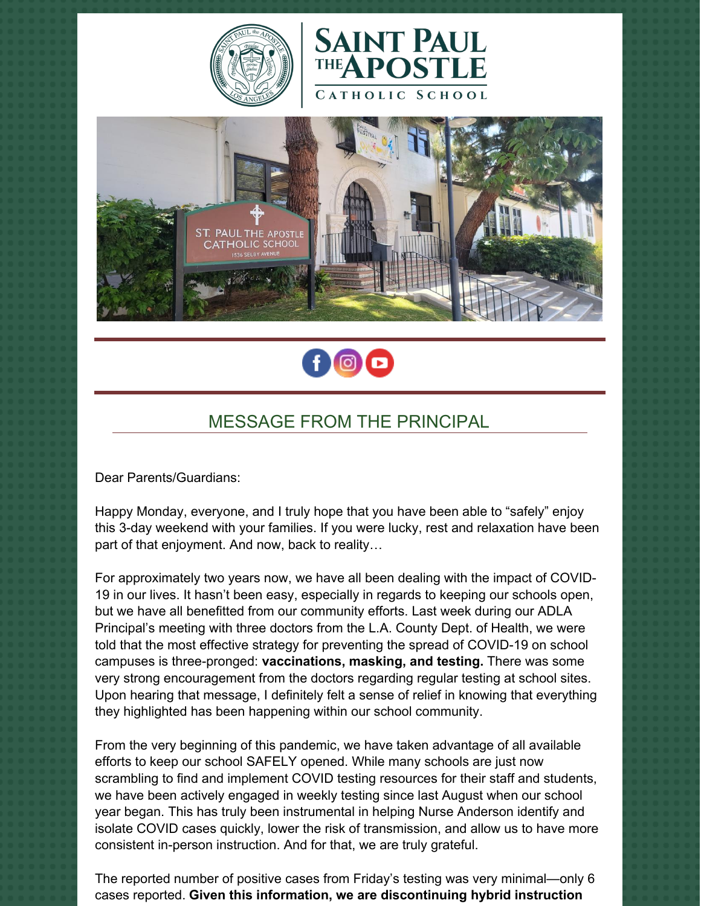# SAINT PAUL THE APOSTLE

CATHOLIC SCHOOL

## MESSAGE FROM THE PRINCIPAL

Dear Parents/Guardians:

Happy Monday, everyone, and I truly hope that you have been able to "safely" enjoy this 3-day weekend with your families. If you were lucky, rest and relaxation have been part of that enjoyment. And now, back to reality…

For approximately two years now, we have all been dealing with the impact of COVID-19 in our lives. It hasn't been easy, especially in regards to keeping our schools open, but we have all benefitted from our community efforts. Last week during our ADLA Principal's meeting with three doctors from the L.A. County Dept. of Health, we were told that the most effective strategy for preventing the spread of COVID-19 on school campuses is three-pronged: **vaccinations, masking, and testing.** There was some very strong encouragement from the doctors regarding regular testing at school sites. Upon hearing that message, I definitely felt a sense of relief in knowing that everything they highlighted has been happening within our school community.

From the very beginning of this pandemic, we have taken advantage of all available efforts to keep our school SAFELY opened. While many schools are just now scrambling to find and implement COVID testing resources for their staff and students, we have been actively engaged in weekly testing since last August when our school year began. This has truly been instrumental in helping Nurse Anderson identify and isolate COVID cases quickly, lower the risk of transmission, and allow us to have more consistent in-person instruction. And for that, we are truly grateful.

The reported number of positive cases from Friday's testing was very minimal—only 6 cases reported. **Given this information, we are discontinuing hybrid instruction**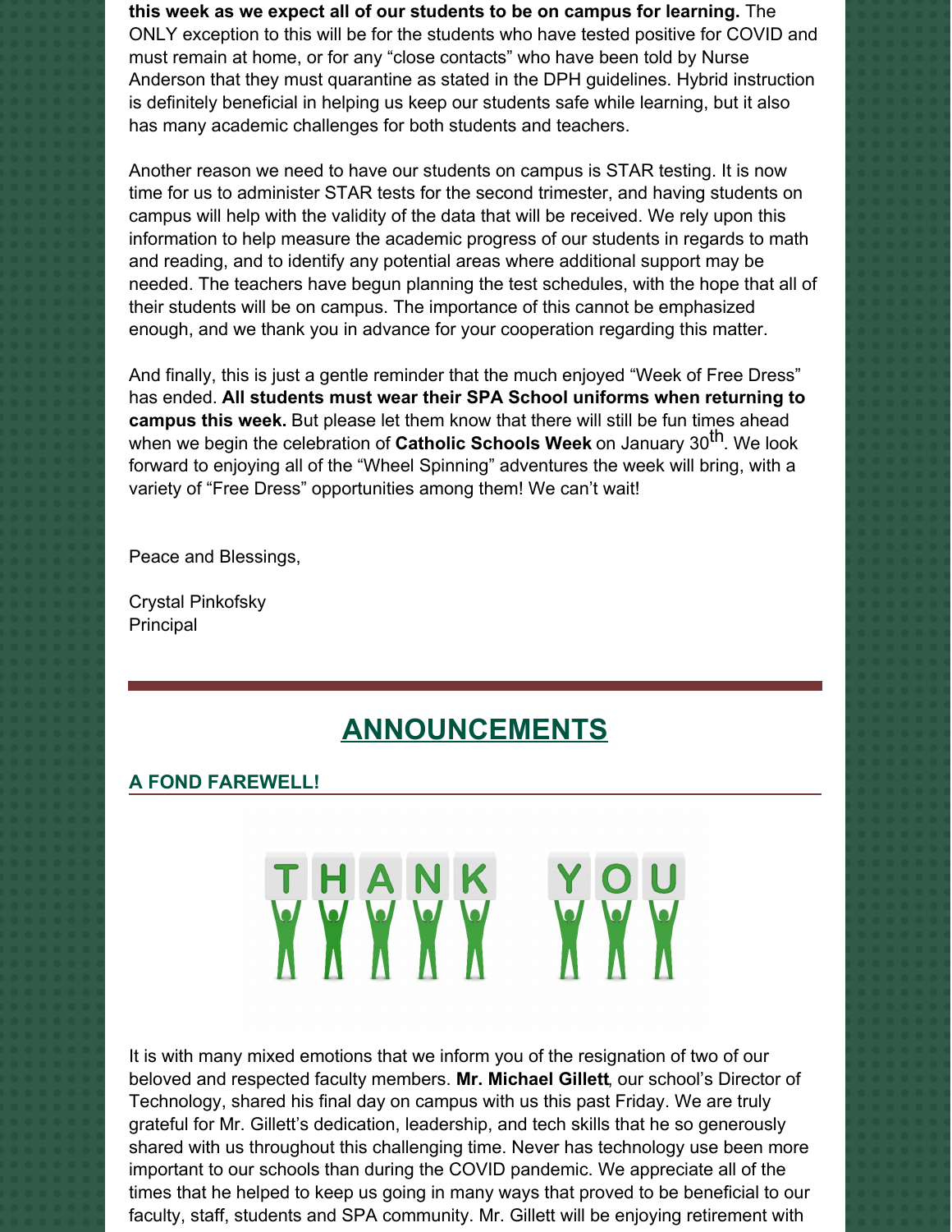**this week as we expect all of our students to be on campus for learning.** The ONLY exception to this will be for the students who have tested positive for COVID and must remain at home, or for any "close contacts" who have been told by Nurse Anderson that they must quarantine as stated in the DPH guidelines. Hybrid instruction is definitely beneficial in helping us keep our students safe while learning, but it also has many academic challenges for both students and teachers.

Another reason we need to have our students on campus is STAR testing. It is now time for us to administer STAR tests for the second trimester, and having students on campus will help with the validity of the data that will be received. We rely upon this information to help measure the academic progress of our students in regards to math and reading, and to identify any potential areas where additional support may be needed. The teachers have begun planning the test schedules, with the hope that all of their students will be on campus. The importance of this cannot be emphasized enough, and we thank you in advance for your cooperation regarding this matter.

And finally, this is just a gentle reminder that the much enjoyed "Week of Free Dress" has ended. **All students must wear their SPA School uniforms when returning to campus this week.** But please let them know that there will still be fun times ahead when we begin the celebration of **Catholic Schools Week** on January 30th. We look forward to enjoying all of the "Wheel Spinning" adventures the week will bring, with a variety of "Free Dress" opportunities among them! We can't wait!

Peace and Blessings,

Crystal Pinkofsky
Principal

---

## ANNOUNCEMENTS

### A FOND FAREWELL!

THANK YOU

It is with many mixed emotions that we inform you of the resignation of two of our beloved and respected faculty members. **Mr. Michael Gillett**, our school's Director of Technology, shared his final day on campus with us this past Friday. We are truly grateful for Mr. Gillett's dedication, leadership, and tech skills that he so generously shared with us throughout this challenging time. Never has technology use been more important to our schools than during the COVID pandemic. We appreciate all of the times that he helped to keep us going in many ways that proved to be beneficial to our faculty, staff, students and SPA community. Mr. Gillett will be enjoying retirement with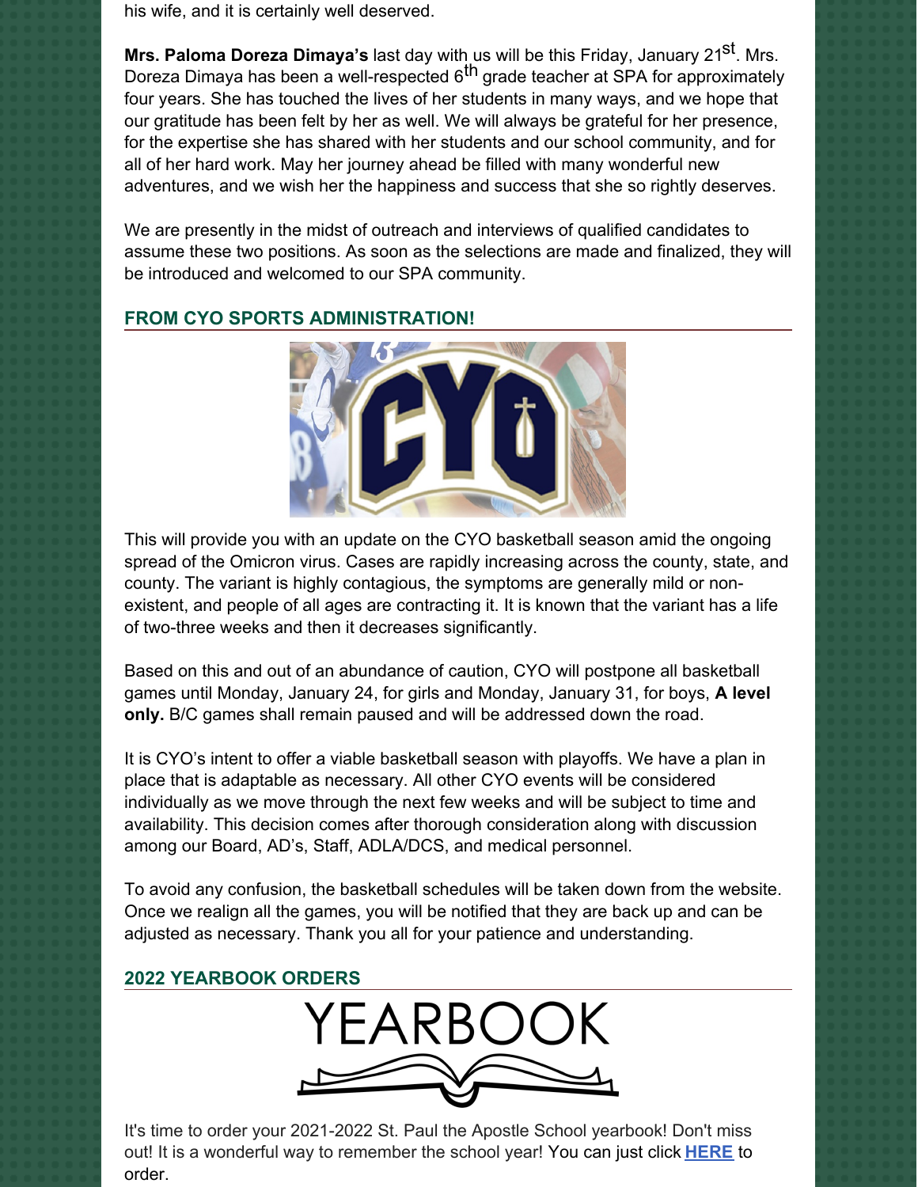his wife, and it is certainly well deserved.

**Mrs. Paloma Doreza Dimaya's** last day with us will be this Friday, January 21st. Mrs. Doreza Dimaya has been a well-respected 6th grade teacher at SPA for approximately four years. She has touched the lives of her students in many ways, and we hope that our gratitude has been felt by her as well. We will always be grateful for her presence, for the expertise she has shared with her students and our school community, and for all of her hard work. May her journey ahead be filled with many wonderful new adventures, and we wish her the happiness and success that she so rightly deserves.

We are presently in the midst of outreach and interviews of qualified candidates to assume these two positions. As soon as the selections are made and finalized, they will be introduced and welcomed to our SPA community.

## FROM CYO SPORTS ADMINISTRATION!

This will provide you with an update on the CYO basketball season amid the ongoing spread of the Omicron virus. Cases are rapidly increasing across the county, state, and county. The variant is highly contagious, the symptoms are generally mild or non-existent, and people of all ages are contracting it. It is known that the variant has a life of two-three weeks and then it decreases significantly.

Based on this and out of an abundance of caution, CYO will postpone all basketball games until Monday, January 24, for girls and Monday, January 31, for boys, **A level only.** B/C games shall remain paused and will be addressed down the road.

It is CYO's intent to offer a viable basketball season with playoffs. We have a plan in place that is adaptable as necessary. All other CYO events will be considered individually as we move through the next few weeks and will be subject to time and availability. This decision comes after thorough consideration along with discussion among our Board, AD's, Staff, ADLA/DCS, and medical personnel.

To avoid any confusion, the basketball schedules will be taken down from the website. Once we realign all the games, you will be notified that they are back up and can be adjusted as necessary. Thank you all for your patience and understanding.

## 2022 YEARBOOK ORDERS

It's time to order your 2021-2022 St. Paul the Apostle School yearbook! Don't miss out! It is a wonderful way to remember the school year! You can just click **HERE** to order.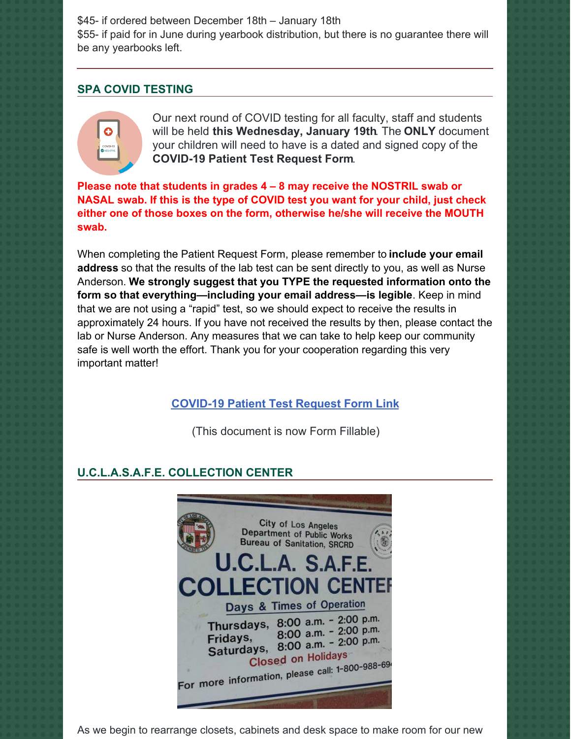$45- if ordered between December 18th – January 18th
$55- if paid for in June during yearbook distribution, but there is no guarantee there will be any yearbooks left.

## SPA COVID TESTING

Our next round of COVID testing for all faculty, staff and students will be held **this Wednesday, January 19th**. The **ONLY** document your children will need to have is a dated and signed copy of the **COVID-19 Patient Test Request Form**.

**Please note that students in grades 4 – 8 may receive the NOSTRIL swab or NASAL swab. If this is the type of COVID test you want for your child, just check either one of those boxes on the form, otherwise he/she will receive the MOUTH swab.**

When completing the Patient Request Form, please remember to **include your email address** so that the results of the lab test can be sent directly to you, as well as Nurse Anderson. **We strongly suggest that you TYPE the requested information onto the form so that everything—including your email address—is legible**. Keep in mind that we are not using a "rapid" test, so we should expect to receive the results in approximately 24 hours. If you have not received the results by then, please contact the lab or Nurse Anderson. Any measures that we can take to help keep our community safe is well worth the effort. Thank you for your cooperation regarding this very important matter!

[COVID-19 Patient Test Request Form Link]

(This document is now Form Fillable)

## U.C.L.A.S.A.F.E. COLLECTION CENTER

City of Los Angeles
Department of Public Works
Bureau of Sanitation, SRCRD

U.C.L.A. S.A.F.E.
COLLECTION CENTER

Days & Times of Operation
Thursdays, 8:00 a.m. - 2:00 p.m.
Fridays, 8:00 a.m. - 2:00 p.m.
Saturdays, 8:00 a.m. - 2:00 p.m.
Closed on Holidays

For more information, please call: 1-800-988-69

As we begin to rearrange closets, cabinets and desk space to make room for our new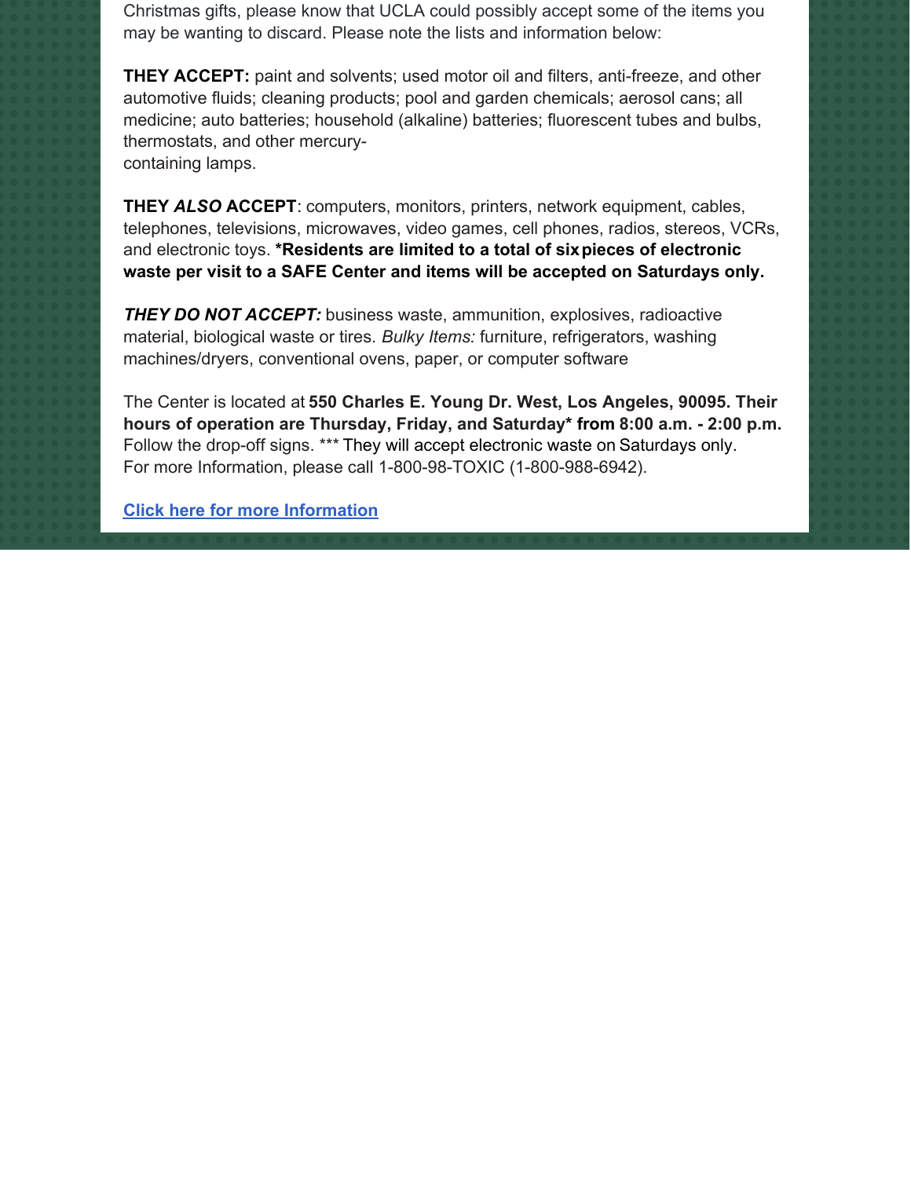Christmas gifts, please know that UCLA could possibly accept some of the items you may be wanting to discard. Please note the lists and information below:

**THEY ACCEPT:** paint and solvents; used motor oil and filters, anti-freeze, and other automotive fluids; cleaning products; pool and garden chemicals; aerosol cans; all medicine; auto batteries; household (alkaline) batteries; fluorescent tubes and bulbs, thermostats, and other mercury-containing lamps.

**THEY *ALSO* ACCEPT**: computers, monitors, printers, network equipment, cables, telephones, televisions, microwaves, video games, cell phones, radios, stereos, VCRs, and electronic toys. **\*Residents are limited to a total of six pieces of electronic waste per visit to a SAFE Center and items will be accepted on Saturdays only.**

***THEY DO NOT ACCEPT:*** business waste, ammunition, explosives, radioactive material, biological waste or tires. *Bulky Items:* furniture, refrigerators, washing machines/dryers, conventional ovens, paper, or computer software

The Center is located at **550 Charles E. Young Dr. West, Los Angeles, 90095. Their hours of operation are Thursday, Friday, and Saturday\* from 8:00 a.m. - 2:00 p.m.** Follow the drop-off signs. \*\*\* They will accept electronic waste on Saturdays only.
For more Information, please call 1-800-98-TOXIC (1-800-988-6942).

**Click here for more Information**